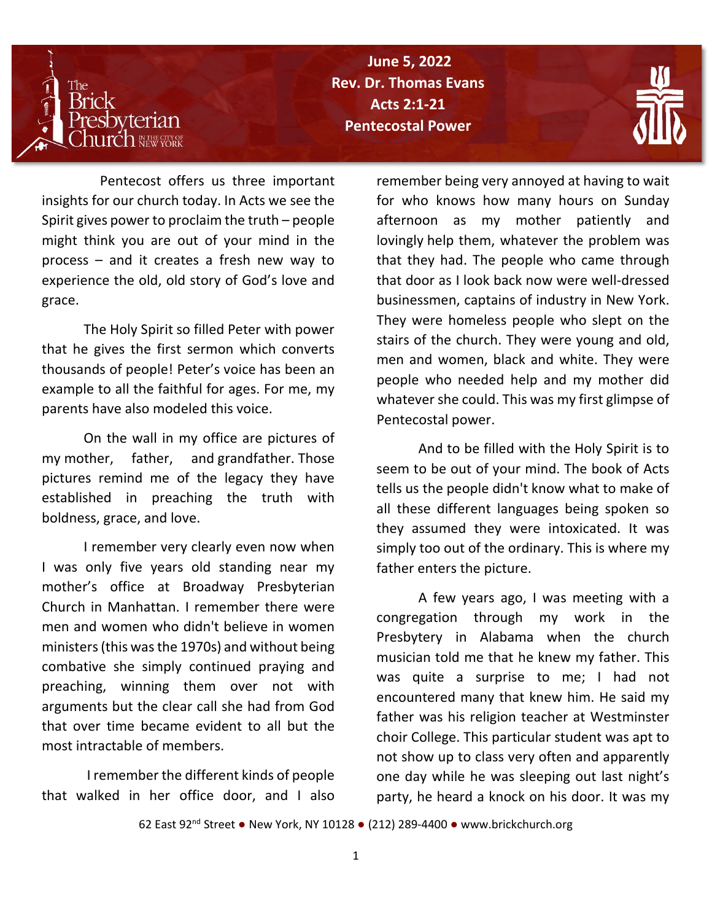**June 5, 2022**
**Rev. Dr. Thomas Evans**
**Acts 2:1-21**
**Pentecostal Power**

Pentecost offers us three important insights for our church today. In Acts we see the Spirit gives power to proclaim the truth – people might think you are out of your mind in the process – and it creates a fresh new way to experience the old, old story of God's love and grace.

The Holy Spirit so filled Peter with power that he gives the first sermon which converts thousands of people! Peter's voice has been an example to all the faithful for ages. For me, my parents have also modeled this voice.

On the wall in my office are pictures of my mother, father, and grandfather. Those pictures remind me of the legacy they have established in preaching the truth with boldness, grace, and love.

I remember very clearly even now when I was only five years old standing near my mother's office at Broadway Presbyterian Church in Manhattan. I remember there were men and women who didn't believe in women ministers (this was the 1970s) and without being combative she simply continued praying and preaching, winning them over not with arguments but the clear call she had from God that over time became evident to all but the most intractable of members.

I remember the different kinds of people that walked in her office door, and I also remember being very annoyed at having to wait for who knows how many hours on Sunday afternoon as my mother patiently and lovingly help them, whatever the problem was that they had. The people who came through that door as I look back now were well-dressed businessmen, captains of industry in New York. They were homeless people who slept on the stairs of the church. They were young and old, men and women, black and white. They were people who needed help and my mother did whatever she could. This was my first glimpse of Pentecostal power.

And to be filled with the Holy Spirit is to seem to be out of your mind. The book of Acts tells us the people didn't know what to make of all these different languages being spoken so they assumed they were intoxicated. It was simply too out of the ordinary. This is where my father enters the picture.

A few years ago, I was meeting with a congregation through my work in the Presbytery in Alabama when the church musician told me that he knew my father. This was quite a surprise to me; I had not encountered many that knew him. He said my father was his religion teacher at Westminster choir College. This particular student was apt to not show up to class very often and apparently one day while he was sleeping out last night's party, he heard a knock on his door. It was my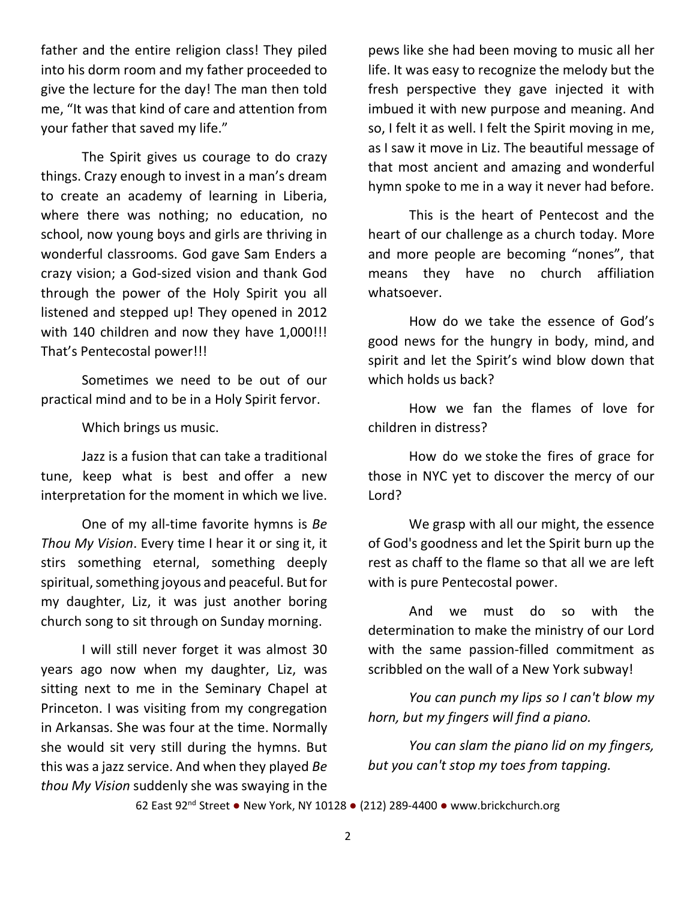father and the entire religion class! They piled into his dorm room and my father proceeded to give the lecture for the day! The man then told me, "It was that kind of care and attention from your father that saved my life."

The Spirit gives us courage to do crazy things. Crazy enough to invest in a man's dream to create an academy of learning in Liberia, where there was nothing; no education, no school, now young boys and girls are thriving in wonderful classrooms. God gave Sam Enders a crazy vision; a God-sized vision and thank God through the power of the Holy Spirit you all listened and stepped up! They opened in 2012 with 140 children and now they have 1,000!!! That's Pentecostal power!!!

Sometimes we need to be out of our practical mind and to be in a Holy Spirit fervor.

Which brings us music.

Jazz is a fusion that can take a traditional tune, keep what is best and offer a new interpretation for the moment in which we live.

One of my all-time favorite hymns is *Be Thou My Vision*. Every time I hear it or sing it, it stirs something eternal, something deeply spiritual, something joyous and peaceful. But for my daughter, Liz, it was just another boring church song to sit through on Sunday morning.

I will still never forget it was almost 30 years ago now when my daughter, Liz, was sitting next to me in the Seminary Chapel at Princeton. I was visiting from my congregation in Arkansas. She was four at the time. Normally she would sit very still during the hymns. But this was a jazz service. And when they played *Be thou My Vision* suddenly she was swaying in the pews like she had been moving to music all her life. It was easy to recognize the melody but the fresh perspective they gave injected it with imbued it with new purpose and meaning. And so, I felt it as well. I felt the Spirit moving in me, as I saw it move in Liz. The beautiful message of that most ancient and amazing and wonderful hymn spoke to me in a way it never had before.

This is the heart of Pentecost and the heart of our challenge as a church today. More and more people are becoming "nones", that means they have no church affiliation whatsoever.

How do we take the essence of God's good news for the hungry in body, mind, and spirit and let the Spirit's wind blow down that which holds us back?

How we fan the flames of love for children in distress?

How do we stoke the fires of grace for those in NYC yet to discover the mercy of our Lord?

We grasp with all our might, the essence of God's goodness and let the Spirit burn up the rest as chaff to the flame so that all we are left with is pure Pentecostal power.

And we must do so with the determination to make the ministry of our Lord with the same passion-filled commitment as scribbled on the wall of a New York subway!

*You can punch my lips so I can't blow my horn, but my fingers will find a piano.*

*You can slam the piano lid on my fingers, but you can't stop my toes from tapping.*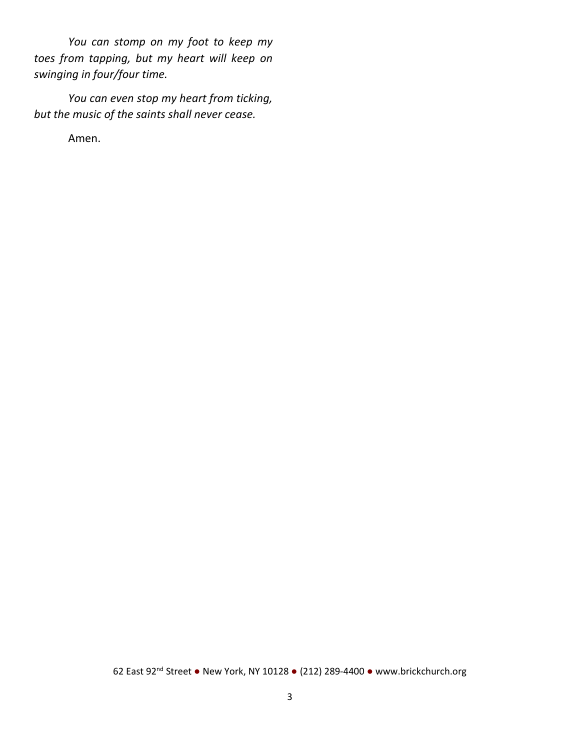*You can stomp on my foot to keep my toes from tapping, but my heart will keep on swinging in four/four time.*

*You can even stop my heart from ticking, but the music of the saints shall never cease.*

Amen.

62 East 92nd Street ● New York, NY 10128 ● (212) 289-4400 ● www.brickchurch.org